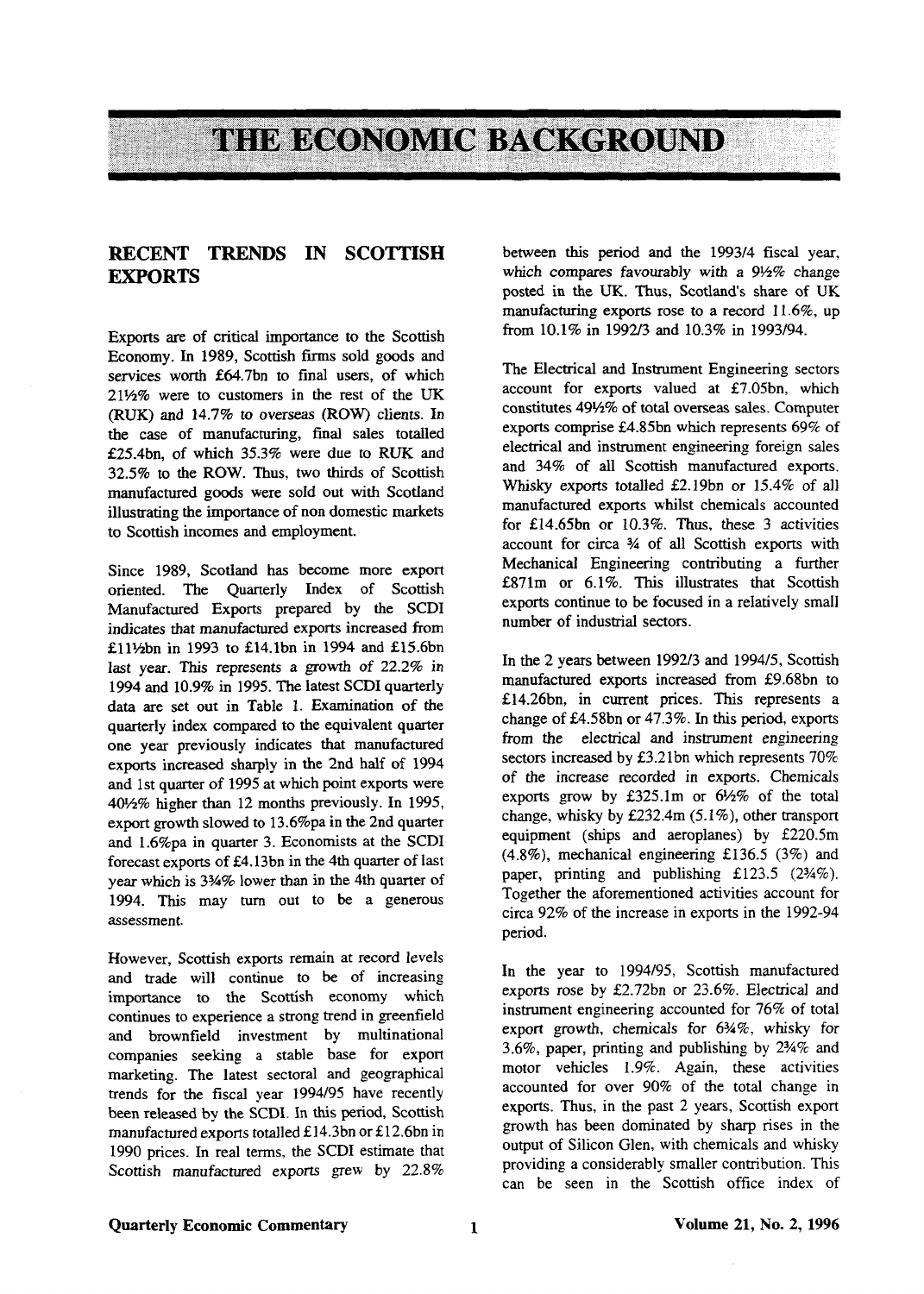# THE ECONOMIC BACKGROUND

## RECENT TRENDS IN SCOTTISH EXPORTS

Exports are of critical importance to the Scottish Economy. In 1989, Scottish firms sold goods and services worth £64.7bn to final users, of which 21½% were to customers in the rest of the UK (RUK) and 14.7% to overseas (ROW) clients. In the case of manufacturing, final sales totalled £25.4bn, of which 35.3% were due to RUK and 32.5% to the ROW. Thus, two thirds of Scottish manufactured goods were sold out with Scotland illustrating the importance of non domestic markets to Scottish incomes and employment.

Since 1989, Scotland has become more export oriented. The Quarterly Index of Scottish Manufactured Exports prepared by the SCDI indicates that manufactured exports increased from £11½bn in 1993 to £14.1bn in 1994 and £15.6bn last year. This represents a growth of 22.2% in 1994 and 10.9% in 1995. The latest SCDI quarterly data are set out in Table 1. Examination of the quarterly index compared to the equivalent quarter one year previously indicates that manufactured exports increased sharply in the 2nd half of 1994 and 1st quarter of 1995 at which point exports were 40½% higher than 12 months previously. In 1995, export growth slowed to 13.6%pa in the 2nd quarter and 1.6%pa in quarter 3. Economists at the SCDI forecast exports of £4.13bn in the 4th quarter of last year which is 3¾% lower than in the 4th quarter of 1994. This may turn out to be a generous assessment.

However, Scottish exports remain at record levels and trade will continue to be of increasing importance to the Scottish economy which continues to experience a strong trend in greenfield and brownfield investment by multinational companies seeking a stable base for export marketing. The latest sectoral and geographical trends for the fiscal year 1994/95 have recently been released by the SCDI. In this period, Scottish manufactured exports totalled £14.3bn or £12.6bn in 1990 prices. In real terms, the SCDI estimate that Scottish manufactured exports grew by 22.8% between this period and the 1993/4 fiscal year, which compares favourably with a 9½% change posted in the UK. Thus, Scotland's share of UK manufacturing exports rose to a record 11.6%, up from 10.1% in 1992/3 and 10.3% in 1993/94.

The Electrical and Instrument Engineering sectors account for exports valued at £7.05bn, which constitutes 49½% of total overseas sales. Computer exports comprise £4.85bn which represents 69% of electrical and instrument engineering foreign sales and 34% of all Scottish manufactured exports. Whisky exports totalled £2.19bn or 15.4% of all manufactured exports whilst chemicals accounted for £14.65bn or 10.3%. Thus, these 3 activities account for circa ¾ of all Scottish exports with Mechanical Engineering contributing a further £871m or 6.1%. This illustrates that Scottish exports continue to be focused in a relatively small number of industrial sectors.

In the 2 years between 1992/3 and 1994/5, Scottish manufactured exports increased from £9.68bn to £14.26bn, in current prices. This represents a change of £4.58bn or 47.3%. In this period, exports from the electrical and instrument engineering sectors increased by £3.21bn which represents 70% of the increase recorded in exports. Chemicals exports grow by £325.1m or 6½% of the total change, whisky by £232.4m (5.1%), other transport equipment (ships and aeroplanes) by £220.5m (4.8%), mechanical engineering £136.5 (3%) and paper, printing and publishing £123.5 (2¾%). Together the aforementioned activities account for circa 92% of the increase in exports in the 1992-94 period.

In the year to 1994/95, Scottish manufactured exports rose by £2.72bn or 23.6%. Electrical and instrument engineering accounted for 76% of total export growth, chemicals for 6¾%, whisky for 3.6%, paper, printing and publishing by 2¾% and motor vehicles 1.9%. Again, these activities accounted for over 90% of the total change in exports. Thus, in the past 2 years, Scottish export growth has been dominated by sharp rises in the output of Silicon Glen, with chemicals and whisky providing a considerably smaller contribution. This can be seen in the Scottish office index of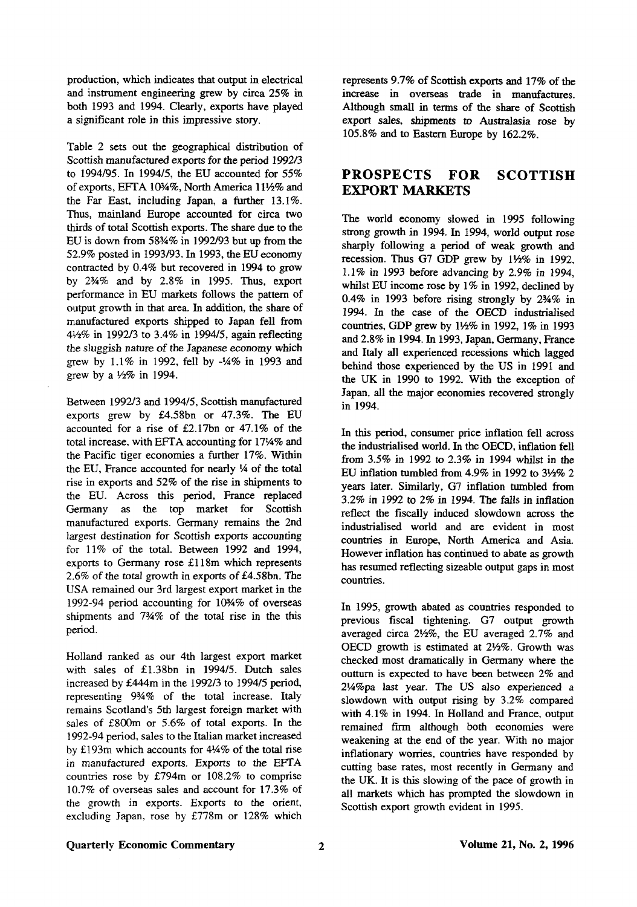production, which indicates that output in electrical and instrument engineering grew by circa 25% in both 1993 and 1994. Clearly, exports have played a significant role in this impressive story.

Table 2 sets out the geographical distribution of Scottish manufactured exports for the period 1992/3 to 1994/95. In 1994/5, the EU accounted for 55% of exports, EFTA 10¾%, North America 11½% and the Far East, including Japan, a further 13.1%. Thus, mainland Europe accounted for circa two thirds of total Scottish exports. The share due to the EU is down from 58¾% in 1992/93 but up from the 52.9% posted in 1993/93. In 1993, the EU economy contracted by 0.4% but recovered in 1994 to grow by 2¾% and by 2.8% in 1995. Thus, export performance in EU markets follows the pattern of output growth in that area. In addition, the share of manufactured exports shipped to Japan fell from 4½% in 1992/3 to 3.4% in 1994/5, again reflecting the sluggish nature of the Japanese economy which grew by 1.1% in 1992, fell by -¼% in 1993 and grew by a ½% in 1994.

Between 1992/3 and 1994/5, Scottish manufactured exports grew by £4.58bn or 47.3%. The EU accounted for a rise of £2.17bn or 47.1% of the total increase, with EFTA accounting for 17¼% and the Pacific tiger economies a further 17%. Within the EU, France accounted for nearly ¼ of the total rise in exports and 52% of the rise in shipments to the EU. Across this period, France replaced Germany as the top market for Scottish manufactured exports. Germany remains the 2nd largest destination for Scottish exports accounting for 11% of the total. Between 1992 and 1994, exports to Germany rose £118m which represents 2.6% of the total growth in exports of £4.58bn. The USA remained our 3rd largest export market in the 1992-94 period accounting for 10¾% of overseas shipments and 7¾% of the total rise in the this period.

Holland ranked as our 4th largest export market with sales of £1.38bn in 1994/5. Dutch sales increased by £444m in the 1992/3 to 1994/5 period, representing 9¾% of the total increase. Italy remains Scotland's 5th largest foreign market with sales of £800m or 5.6% of total exports. In the 1992-94 period, sales to the Italian market increased by £193m which accounts for 4¼% of the total rise in manufactured exports. Exports to the EFTA countries rose by £794m or 108.2% to comprise 10.7% of overseas sales and account for 17.3% of the growth in exports. Exports to the orient, excluding Japan, rose by £778m or 128% which represents 9.7% of Scottish exports and 17% of the increase in overseas trade in manufactures. Although small in terms of the share of Scottish export sales, shipments to Australasia rose by 105.8% and to Eastern Europe by 162.2%.

## PROSPECTS FOR SCOTTISH EXPORT MARKETS

The world economy slowed in 1995 following strong growth in 1994. In 1994, world output rose sharply following a period of weak growth and recession. Thus G7 GDP grew by 1½% in 1992, 1.1% in 1993 before advancing by 2.9% in 1994, whilst EU income rose by 1% in 1992, declined by 0.4% in 1993 before rising strongly by 2¾% in 1994. In the case of the OECD industrialised countries, GDP grew by 1½% in 1992, 1% in 1993 and 2.8% in 1994. In 1993, Japan, Germany, France and Italy all experienced recessions which lagged behind those experienced by the US in 1991 and the UK in 1990 to 1992. With the exception of Japan, all the major economies recovered strongly in 1994.

In this period, consumer price inflation fell across the industrialised world. In the OECD, inflation fell from 3.5% in 1992 to 2.3% in 1994 whilst in the EU inflation tumbled from 4.9% in 1992 to 3½% 2 years later. Similarly, G7 inflation tumbled from 3.2% in 1992 to 2% in 1994. The falls in inflation reflect the fiscally induced slowdown across the industrialised world and are evident in most countries in Europe, North America and Asia. However inflation has continued to abate as growth has resumed reflecting sizeable output gaps in most countries.

In 1995, growth abated as countries responded to previous fiscal tightening. G7 output growth averaged circa 2½%, the EU averaged 2.7% and OECD growth is estimated at 2½%. Growth was checked most dramatically in Germany where the outturn is expected to have been between 2% and 2¼%pa last year. The US also experienced a slowdown with output rising by 3.2% compared with 4.1% in 1994. In Holland and France, output remained firm although both economies were weakening at the end of the year. With no major inflationary worries, countries have responded by cutting base rates, most recently in Germany and the UK. It is this slowing of the pace of growth in all markets which has prompted the slowdown in Scottish export growth evident in 1995.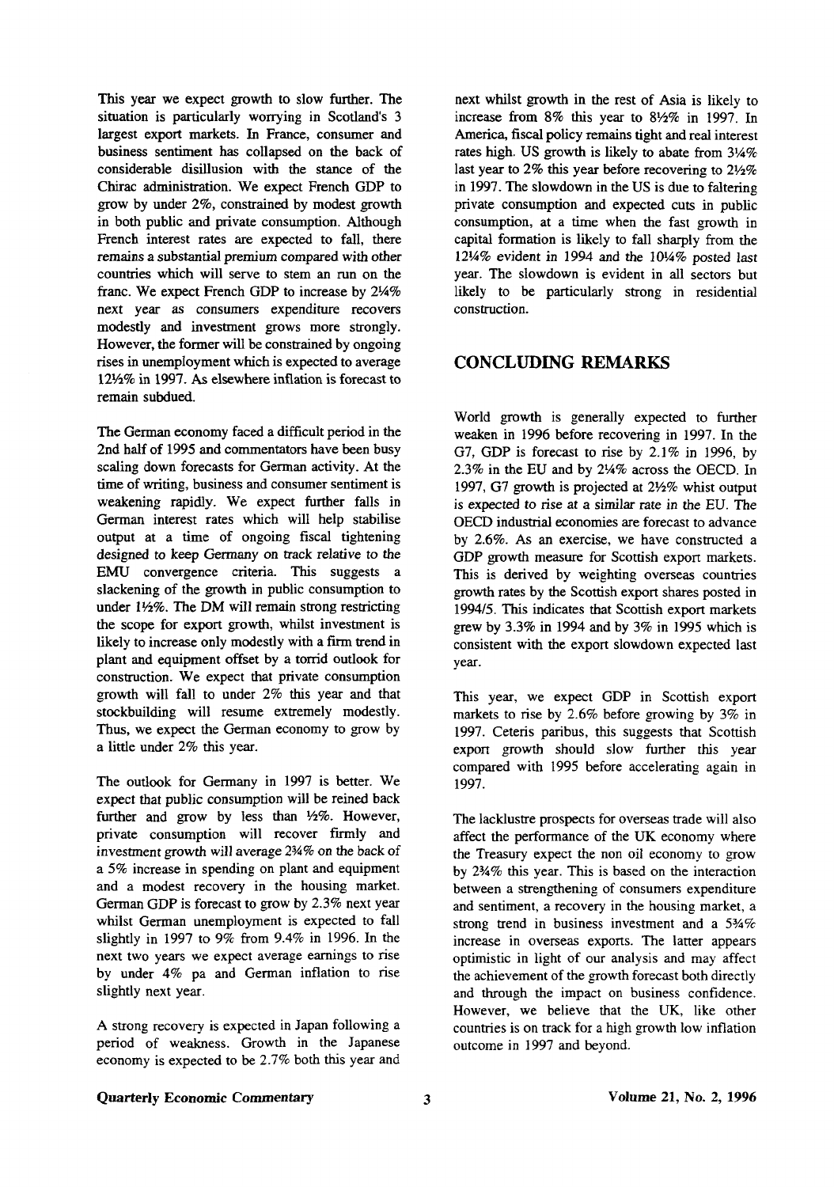This year we expect growth to slow further. The situation is particularly worrying in Scotland's 3 largest export markets. In France, consumer and business sentiment has collapsed on the back of considerable disillusion with the stance of the Chirac administration. We expect French GDP to grow by under 2%, constrained by modest growth in both public and private consumption. Although French interest rates are expected to fall, there remains a substantial premium compared with other countries which will serve to stem an run on the franc. We expect French GDP to increase by 2¼% next year as consumers expenditure recovers modestly and investment grows more strongly. However, the former will be constrained by ongoing rises in unemployment which is expected to average 12½% in 1997. As elsewhere inflation is forecast to remain subdued.

The German economy faced a difficult period in the 2nd half of 1995 and commentators have been busy scaling down forecasts for German activity. At the time of writing, business and consumer sentiment is weakening rapidly. We expect further falls in German interest rates which will help stabilise output at a time of ongoing fiscal tightening designed to keep Germany on track relative to the EMU convergence criteria. This suggests a slackening of the growth in public consumption to under 1½%. The DM will remain strong restricting the scope for export growth, whilst investment is likely to increase only modestly with a firm trend in plant and equipment offset by a torrid outlook for construction. We expect that private consumption growth will fall to under 2% this year and that stockbuilding will resume extremely modestly. Thus, we expect the German economy to grow by a little under 2% this year.

The outlook for Germany in 1997 is better. We expect that public consumption will be reined back further and grow by less than ½%. However, private consumption will recover firmly and investment growth will average 2¾% on the back of a 5% increase in spending on plant and equipment and a modest recovery in the housing market. German GDP is forecast to grow by 2.3% next year whilst German unemployment is expected to fall slightly in 1997 to 9% from 9.4% in 1996. In the next two years we expect average earnings to rise by under 4% pa and German inflation to rise slightly next year.

A strong recovery is expected in Japan following a period of weakness. Growth in the Japanese economy is expected to be 2.7% both this year and next whilst growth in the rest of Asia is likely to increase from 8% this year to 8½% in 1997. In America, fiscal policy remains tight and real interest rates high. US growth is likely to abate from 3¼% last year to 2% this year before recovering to 2½% in 1997. The slowdown in the US is due to faltering private consumption and expected cuts in public consumption, at a time when the fast growth in capital formation is likely to fall sharply from the 12¼% evident in 1994 and the 10¼% posted last year. The slowdown is evident in all sectors but likely to be particularly strong in residential construction.

## CONCLUDING REMARKS

World growth is generally expected to further weaken in 1996 before recovering in 1997. In the G7, GDP is forecast to rise by 2.1% in 1996, by 2.3% in the EU and by 2¼% across the OECD. In 1997, G7 growth is projected at 2½% whist output is expected to rise at a similar rate in the EU. The OECD industrial economies are forecast to advance by 2.6%. As an exercise, we have constructed a GDP growth measure for Scottish export markets. This is derived by weighting overseas countries growth rates by the Scottish export shares posted in 1994/5. This indicates that Scottish export markets grew by 3.3% in 1994 and by 3% in 1995 which is consistent with the export slowdown expected last year.

This year, we expect GDP in Scottish export markets to rise by 2.6% before growing by 3% in 1997. Ceteris paribus, this suggests that Scottish export growth should slow further this year compared with 1995 before accelerating again in 1997.

The lacklustre prospects for overseas trade will also affect the performance of the UK economy where the Treasury expect the non oil economy to grow by 2¾% this year. This is based on the interaction between a strengthening of consumers expenditure and sentiment, a recovery in the housing market, a strong trend in business investment and a 5¾% increase in overseas exports. The latter appears optimistic in light of our analysis and may affect the achievement of the growth forecast both directly and through the impact on business confidence. However, we believe that the UK, like other countries is on track for a high growth low inflation outcome in 1997 and beyond.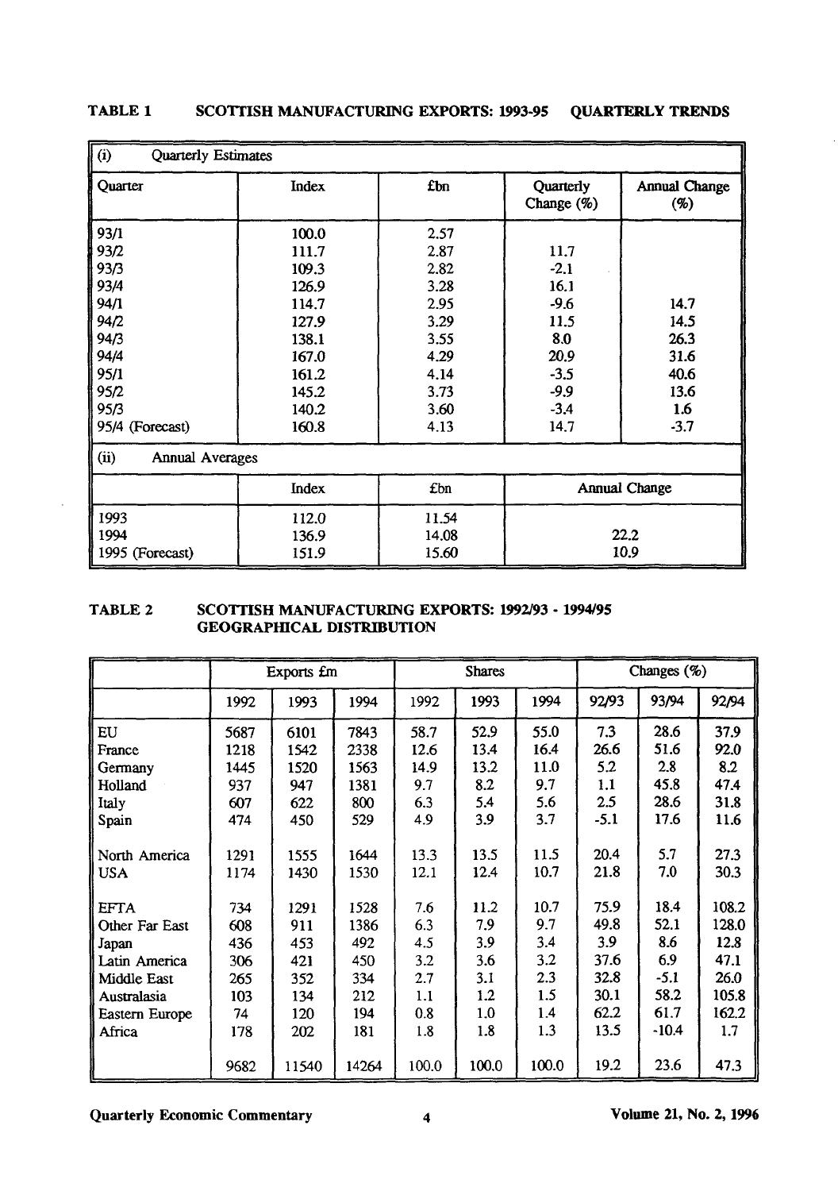**TABLE 1 SCOTTISH MANUFACTURING EXPORTS: 1993-95 QUARTERLY TRENDS**

| (i) Quarterly Estimates | | | | |
|---|---|---|---|---|
| Quarter | Index | £bn | Quarterly Change (%) | Annual Change (%) |
| 93/1 | 100.0 | 2.57 | | |
| 93/2 | 111.7 | 2.87 | 11.7 | |
| 93/3 | 109.3 | 2.82 | -2.1 | |
| 93/4 | 126.9 | 3.28 | 16.1 | |
| 94/1 | 114.7 | 2.95 | -9.6 | 14.7 |
| 94/2 | 127.9 | 3.29 | 11.5 | 14.5 |
| 94/3 | 138.1 | 3.55 | 8.0 | 26.3 |
| 94/4 | 167.0 | 4.29 | 20.9 | 31.6 |
| 95/1 | 161.2 | 4.14 | -3.5 | 40.6 |
| 95/2 | 145.2 | 3.73 | -9.9 | 13.6 |
| 95/3 | 140.2 | 3.60 | -3.4 | 1.6 |
| 95/4 (Forecast) | 160.8 | 4.13 | 14.7 | -3.7 |

| (ii) Annual Averages | | | |
|---|---|---|---|
| | Index | £bn | Annual Change |
| 1993 | 112.0 | 11.54 | |
| 1994 | 136.9 | 14.08 | 22.2 |
| 1995 (Forecast) | 151.9 | 15.60 | 10.9 |

**TABLE 2 SCOTTISH MANUFACTURING EXPORTS: 1992/93 - 1994/95 GEOGRAPHICAL DISTRIBUTION**

| | Exports £m | | | Shares | | | Changes (%) | | |
|---|---|---|---|---|---|---|---|---|---|
| | 1992 | 1993 | 1994 | 1992 | 1993 | 1994 | 92/93 | 93/94 | 92/94 |
| EU | 5687 | 6101 | 7843 | 58.7 | 52.9 | 55.0 | 7.3 | 28.6 | 37.9 |
| France | 1218 | 1542 | 2338 | 12.6 | 13.4 | 16.4 | 26.6 | 51.6 | 92.0 |
| Germany | 1445 | 1520 | 1563 | 14.9 | 13.2 | 11.0 | 5.2 | 2.8 | 8.2 |
| Holland | 937 | 947 | 1381 | 9.7 | 8.2 | 9.7 | 1.1 | 45.8 | 47.4 |
| Italy | 607 | 622 | 800 | 6.3 | 5.4 | 5.6 | 2.5 | 28.6 | 31.8 |
| Spain | 474 | 450 | 529 | 4.9 | 3.9 | 3.7 | -5.1 | 17.6 | 11.6 |
| North America | 1291 | 1555 | 1644 | 13.3 | 13.5 | 11.5 | 20.4 | 5.7 | 27.3 |
| USA | 1174 | 1430 | 1530 | 12.1 | 12.4 | 10.7 | 21.8 | 7.0 | 30.3 |
| EFTA | 734 | 1291 | 1528 | 7.6 | 11.2 | 10.7 | 75.9 | 18.4 | 108.2 |
| Other Far East | 608 | 911 | 1386 | 6.3 | 7.9 | 9.7 | 49.8 | 52.1 | 128.0 |
| Japan | 436 | 453 | 492 | 4.5 | 3.9 | 3.4 | 3.9 | 8.6 | 12.8 |
| Latin America | 306 | 421 | 450 | 3.2 | 3.6 | 3.2 | 37.6 | 6.9 | 47.1 |
| Middle East | 265 | 352 | 334 | 2.7 | 3.1 | 2.3 | 32.8 | -5.1 | 26.0 |
| Australasia | 103 | 134 | 212 | 1.1 | 1.2 | 1.5 | 30.1 | 58.2 | 105.8 |
| Eastern Europe | 74 | 120 | 194 | 0.8 | 1.0 | 1.4 | 62.2 | 61.7 | 162.2 |
| Africa | 178 | 202 | 181 | 1.8 | 1.8 | 1.3 | 13.5 | -10.4 | 1.7 |
| | 9682 | 11540 | 14264 | 100.0 | 100.0 | 100.0 | 19.2 | 23.6 | 47.3 |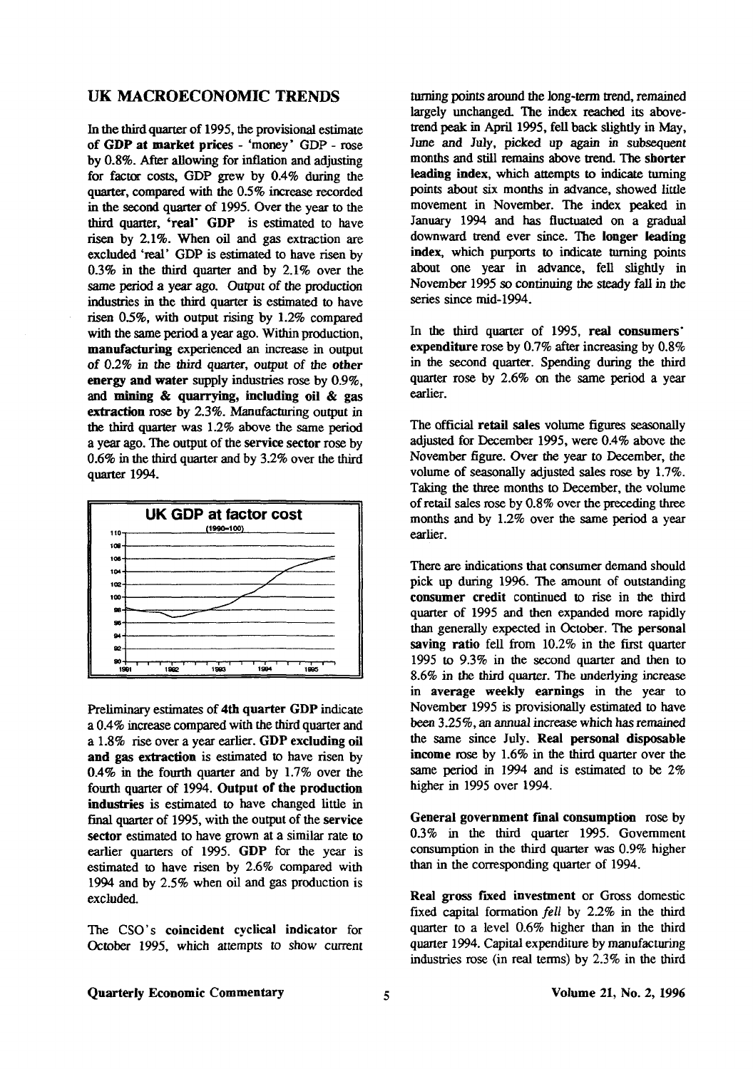## UK MACROECONOMIC TRENDS

In the third quarter of 1995, the provisional estimate of **GDP at market prices** - 'money' GDP - rose by 0.8%. After allowing for inflation and adjusting for factor costs, GDP grew by 0.4% during the quarter, compared with the 0.5% increase recorded in the second quarter of 1995. Over the year to the third quarter, **'real' GDP** is estimated to have risen by 2.1%. When oil and gas extraction are excluded 'real' GDP is estimated to have risen by 0.3% in the third quarter and by 2.1% over the same period a year ago. Output of the production industries in the third quarter is estimated to have risen 0.5%, with output rising by 1.2% compared with the same period a year ago. Within production, **manufacturing** experienced an increase in output of 0.2% in the third quarter, output of the **other energy and water** supply industries rose by 0.9%, and **mining & quarrying, including oil & gas extraction** rose by 2.3%. Manufacturing output in the third quarter was 1.2% above the same period a year ago. The output of the **service sector** rose by 0.6% in the third quarter and by 3.2% over the third quarter 1994.

**UK GDP at factor cost**
(1990=100)

Preliminary estimates of **4th quarter GDP** indicate a 0.4% increase compared with the third quarter and a 1.8% rise over a year earlier. **GDP excluding oil and gas extraction** is estimated to have risen by 0.4% in the fourth quarter and by 1.7% over the fourth quarter of 1994. **Output of the production industries** is estimated to have changed little in final quarter of 1995, with the output of the **service sector** estimated to have grown at a similar rate to earlier quarters of 1995. **GDP** for the year is estimated to have risen by 2.6% compared with 1994 and by 2.5% when oil and gas production is excluded.

The CSO's **coincident cyclical indicator** for October 1995, which attempts to show current turning points around the long-term trend, remained largely unchanged. The index reached its above-trend peak in April 1995, fell back slightly in May, June and July, picked up again in subsequent months and still remains above trend. The **shorter leading index**, which attempts to indicate turning points about six months in advance, showed little movement in November. The index peaked in January 1994 and has fluctuated on a gradual downward trend ever since. The **longer leading index**, which purports to indicate turning points about one year in advance, fell slightly in November 1995 so continuing the steady fall in the series since mid-1994.

In the third quarter of 1995, **real consumers' expenditure** rose by 0.7% after increasing by 0.8% in the second quarter. Spending during the third quarter rose by 2.6% on the same period a year earlier.

The official **retail sales** volume figures seasonally adjusted for December 1995, were 0.4% above the November figure. Over the year to December, the volume of seasonally adjusted sales rose by 1.7%. Taking the three months to December, the volume of retail sales rose by 0.8% over the preceding three months and by 1.2% over the same period a year earlier.

There are indications that consumer demand should pick up during 1996. The amount of outstanding **consumer credit** continued to rise in the third quarter of 1995 and then expanded more rapidly than generally expected in October. The **personal saving ratio** fell from 10.2% in the first quarter 1995 to 9.3% in the second quarter and then to 8.6% in the third quarter. The underlying increase in **average weekly earnings** in the year to November 1995 is provisionally estimated to have been 3.25%, an annual increase which has remained the same since July. **Real personal disposable income** rose by 1.6% in the third quarter over the same period in 1994 and is estimated to be 2% higher in 1995 over 1994.

**General government final consumption** rose by 0.3% in the third quarter 1995. Government consumption in the third quarter was 0.9% higher than in the corresponding quarter of 1994.

**Real gross fixed investment** or Gross domestic fixed capital formation *fell* by 2.2% in the third quarter to a level 0.6% higher than in the third quarter 1994. Capital expenditure by manufacturing industries rose (in real terms) by 2.3% in the third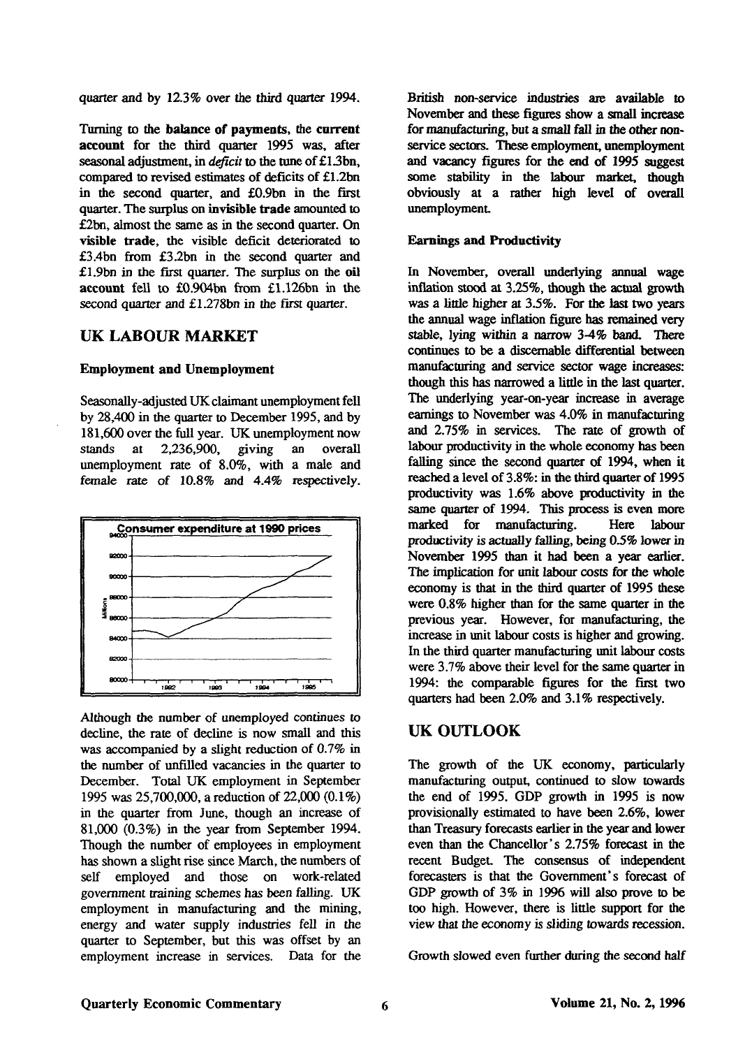quarter and by 12.3% over the third quarter 1994.

Turning to the **balance of payments**, the **current account** for the third quarter 1995 was, after seasonal adjustment, in *deficit* to the tune of £1.3bn, compared to revised estimates of deficits of £1.2bn in the second quarter, and £0.9bn in the first quarter. The surplus on **invisible trade** amounted to £2bn, almost the same as in the second quarter. On **visible trade**, the visible deficit deteriorated to £3.4bn from £3.2bn in the second quarter and £1.9bn in the first quarter. The surplus on the **oil account** fell to £0.904bn from £1.126bn in the second quarter and £1.278bn in the first quarter.

## UK LABOUR MARKET

### Employment and Unemployment

Seasonally-adjusted UK claimant unemployment fell by 28,400 in the quarter to December 1995, and by 181,600 over the full year. UK unemployment now stands at 2,236,900, giving an overall unemployment rate of 8.0%, with a male and female rate of 10.8% and 4.4% respectively.

Consumer expenditure at 1990 prices

Although the number of unemployed continues to decline, the rate of decline is now small and this was accompanied by a slight reduction of 0.7% in the number of unfilled vacancies in the quarter to December. Total UK employment in September 1995 was 25,700,000, a reduction of 22,000 (0.1%) in the quarter from June, though an increase of 81,000 (0.3%) in the year from September 1994. Though the number of employees in employment has shown a slight rise since March, the numbers of self employed and those on work-related government training schemes has been falling. UK employment in manufacturing and the mining, energy and water supply industries fell in the quarter to September, but this was offset by an employment increase in services. Data for the British non-service industries are available to November and these figures show a small increase for manufacturing, but a small fall in the other non-service sectors. These employment, unemployment and vacancy figures for the end of 1995 suggest some stability in the labour market, though obviously at a rather high level of overall unemployment.

### Earnings and Productivity

In November, overall underlying annual wage inflation stood at 3.25%, though the actual growth was a little higher at 3.5%. For the last two years the annual wage inflation figure has remained very stable, lying within a narrow 3-4% band. There continues to be a discernable differential between manufacturing and service sector wage increases: though this has narrowed a little in the last quarter. The underlying year-on-year increase in average earnings to November was 4.0% in manufacturing and 2.75% in services. The rate of growth of labour productivity in the whole economy has been falling since the second quarter of 1994, when it reached a level of 3.8%: in the third quarter of 1995 productivity was 1.6% above productivity in the same quarter of 1994. This process is even more marked for manufacturing. Here labour productivity is actually falling, being 0.5% lower in November 1995 than it had been a year earlier. The implication for unit labour costs for the whole economy is that in the third quarter of 1995 these were 0.8% higher than for the same quarter in the previous year. However, for manufacturing, the increase in unit labour costs is higher and growing. In the third quarter manufacturing unit labour costs were 3.7% above their level for the same quarter in 1994: the comparable figures for the first two quarters had been 2.0% and 3.1% respectively.

## UK OUTLOOK

The growth of the UK economy, particularly manufacturing output, continued to slow towards the end of 1995. GDP growth in 1995 is now provisionally estimated to have been 2.6%, lower than Treasury forecasts earlier in the year and lower even than the Chancellor's 2.75% forecast in the recent Budget. The consensus of independent forecasters is that the Government's forecast of GDP growth of 3% in 1996 will also prove to be too high. However, there is little support for the view that the economy is sliding towards recession.

Growth slowed even further during the second half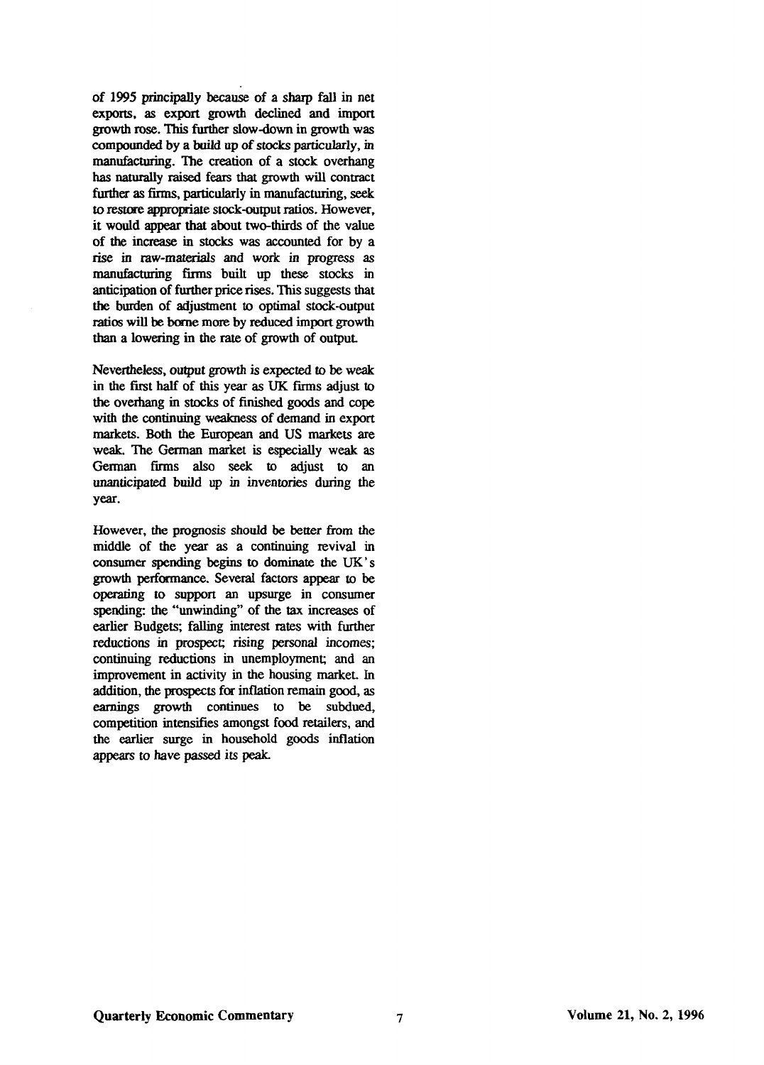of 1995 principally because of a sharp fall in net exports, as export growth declined and import growth rose. This further slow-down in growth was compounded by a build up of stocks particularly, in manufacturing. The creation of a stock overhang has naturally raised fears that growth will contract further as firms, particularly in manufacturing, seek to restore appropriate stock-output ratios. However, it would appear that about two-thirds of the value of the increase in stocks was accounted for by a rise in raw-materials and work in progress as manufacturing firms built up these stocks in anticipation of further price rises. This suggests that the burden of adjustment to optimal stock-output ratios will be borne more by reduced import growth than a lowering in the rate of growth of output.

Nevertheless, output growth is expected to be weak in the first half of this year as UK firms adjust to the overhang in stocks of finished goods and cope with the continuing weakness of demand in export markets. Both the European and US markets are weak. The German market is especially weak as German firms also seek to adjust to an unanticipated build up in inventories during the year.

However, the prognosis should be better from the middle of the year as a continuing revival in consumer spending begins to dominate the UK's growth performance. Several factors appear to be operating to support an upsurge in consumer spending: the "unwinding" of the tax increases of earlier Budgets; falling interest rates with further reductions in prospect; rising personal incomes; continuing reductions in unemployment; and an improvement in activity in the housing market. In addition, the prospects for inflation remain good, as earnings growth continues to be subdued, competition intensifies amongst food retailers, and the earlier surge in household goods inflation appears to have passed its peak.